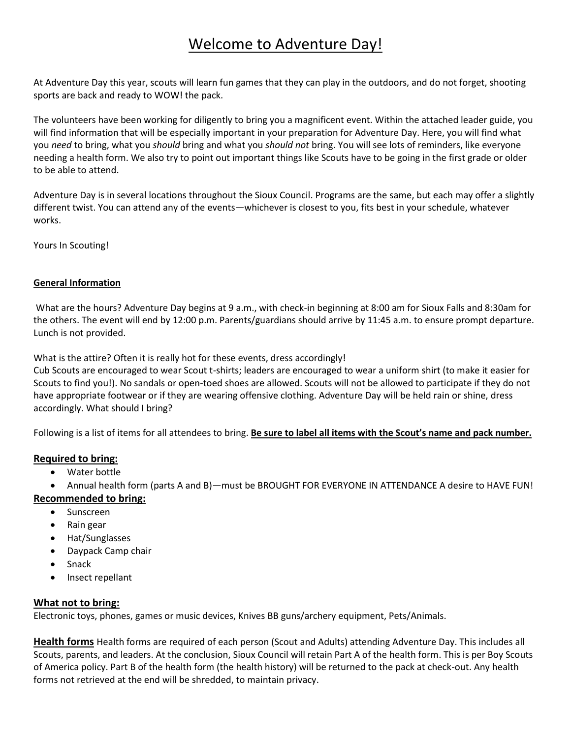# Welcome to Adventure Day!

At Adventure Day this year, scouts will learn fun games that they can play in the outdoors, and do not forget, shooting sports are back and ready to WOW! the pack.

The volunteers have been working for diligently to bring you a magnificent event. Within the attached leader guide, you will find information that will be especially important in your preparation for Adventure Day. Here, you will find what you *need* to bring, what you *should* bring and what you *should not* bring. You will see lots of reminders, like everyone needing a health form. We also try to point out important things like Scouts have to be going in the first grade or older to be able to attend.

Adventure Day is in several locations throughout the Sioux Council. Programs are the same, but each may offer a slightly different twist. You can attend any of the events—whichever is closest to you, fits best in your schedule, whatever works.

Yours In Scouting!

**General Information**

What are the hours? Adventure Day begins at 9 a.m., with check-in beginning at 8:00 am for Sioux Falls and 8:30am for the others. The event will end by 12:00 p.m. Parents/guardians should arrive by 11:45 a.m. to ensure prompt departure. Lunch is not provided.

What is the attire? Often it is really hot for these events, dress accordingly!
Cub Scouts are encouraged to wear Scout t-shirts; leaders are encouraged to wear a uniform shirt (to make it easier for Scouts to find you!). No sandals or open-toed shoes are allowed. Scouts will not be allowed to participate if they do not have appropriate footwear or if they are wearing offensive clothing. Adventure Day will be held rain or shine, dress accordingly. What should I bring?

Following is a list of items for all attendees to bring. **Be sure to label all items with the Scout's name and pack number.**

### Required to bring:

- Water bottle
- Annual health form (parts A and B)—must be BROUGHT FOR EVERYONE IN ATTENDANCE A desire to HAVE FUN!

### Recommended to bring:

- Sunscreen
- Rain gear
- Hat/Sunglasses
- Daypack Camp chair
- Snack
- Insect repellant

### What not to bring:

Electronic toys, phones, games or music devices, Knives BB guns/archery equipment, Pets/Animals.

**Health forms** Health forms are required of each person (Scout and Adults) attending Adventure Day. This includes all Scouts, parents, and leaders. At the conclusion, Sioux Council will retain Part A of the health form. This is per Boy Scouts of America policy. Part B of the health form (the health history) will be returned to the pack at check-out. Any health forms not retrieved at the end will be shredded, to maintain privacy.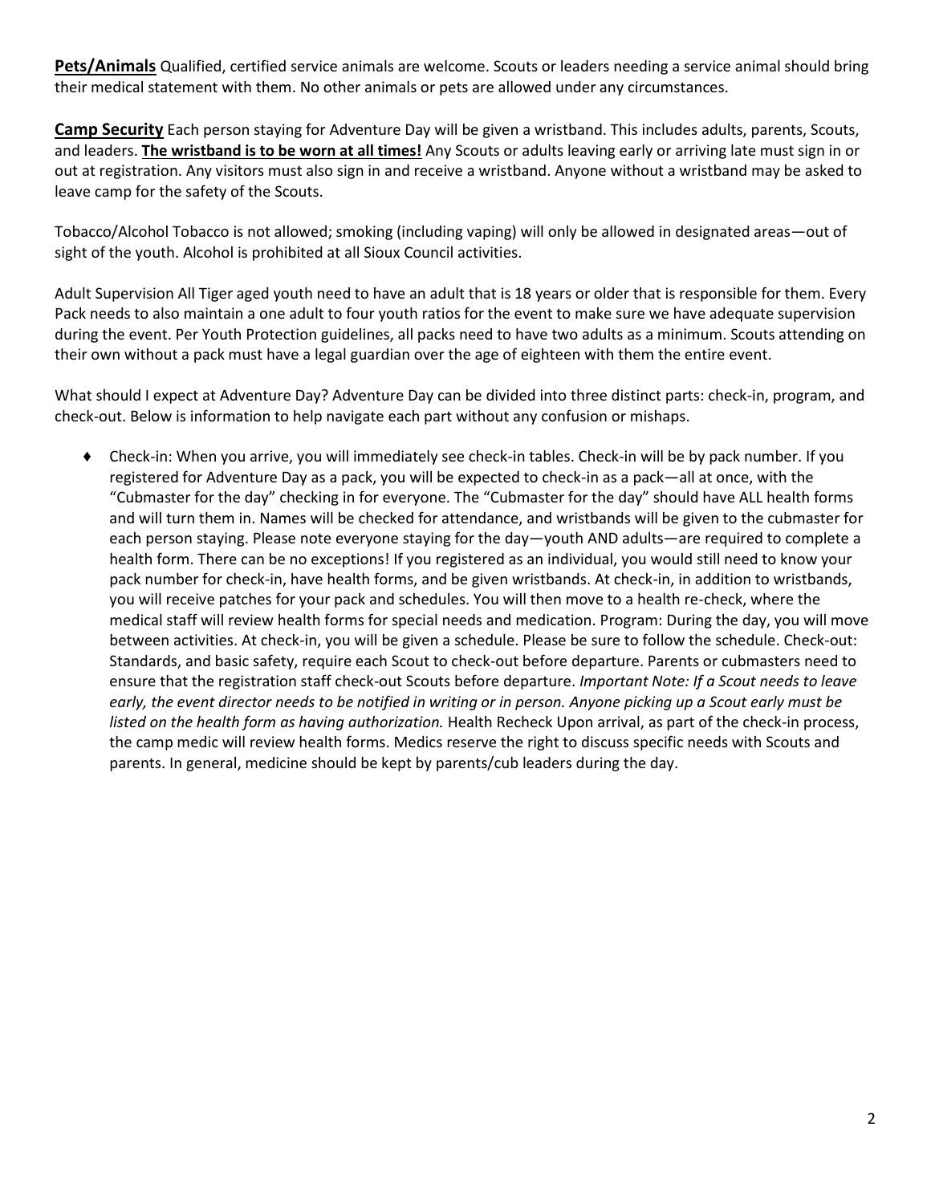**Pets/Animals** Qualified, certified service animals are welcome. Scouts or leaders needing a service animal should bring their medical statement with them. No other animals or pets are allowed under any circumstances.

**Camp Security** Each person staying for Adventure Day will be given a wristband. This includes adults, parents, Scouts, and leaders. **The wristband is to be worn at all times!** Any Scouts or adults leaving early or arriving late must sign in or out at registration. Any visitors must also sign in and receive a wristband. Anyone without a wristband may be asked to leave camp for the safety of the Scouts.

Tobacco/Alcohol Tobacco is not allowed; smoking (including vaping) will only be allowed in designated areas—out of sight of the youth. Alcohol is prohibited at all Sioux Council activities.

Adult Supervision All Tiger aged youth need to have an adult that is 18 years or older that is responsible for them. Every Pack needs to also maintain a one adult to four youth ratios for the event to make sure we have adequate supervision during the event. Per Youth Protection guidelines, all packs need to have two adults as a minimum. Scouts attending on their own without a pack must have a legal guardian over the age of eighteen with them the entire event.

What should I expect at Adventure Day? Adventure Day can be divided into three distinct parts: check-in, program, and check-out. Below is information to help navigate each part without any confusion or mishaps.

- Check-in: When you arrive, you will immediately see check-in tables. Check-in will be by pack number. If you registered for Adventure Day as a pack, you will be expected to check-in as a pack—all at once, with the "Cubmaster for the day" checking in for everyone. The "Cubmaster for the day" should have ALL health forms and will turn them in. Names will be checked for attendance, and wristbands will be given to the cubmaster for each person staying. Please note everyone staying for the day—youth AND adults—are required to complete a health form. There can be no exceptions! If you registered as an individual, you would still need to know your pack number for check-in, have health forms, and be given wristbands. At check-in, in addition to wristbands, you will receive patches for your pack and schedules. You will then move to a health re-check, where the medical staff will review health forms for special needs and medication. Program: During the day, you will move between activities. At check-in, you will be given a schedule. Please be sure to follow the schedule. Check-out: Standards, and basic safety, require each Scout to check-out before departure. Parents or cubmasters need to ensure that the registration staff check-out Scouts before departure. *Important Note: If a Scout needs to leave early, the event director needs to be notified in writing or in person. Anyone picking up a Scout early must be listed on the health form as having authorization.* Health Recheck Upon arrival, as part of the check-in process, the camp medic will review health forms. Medics reserve the right to discuss specific needs with Scouts and parents. In general, medicine should be kept by parents/cub leaders during the day.